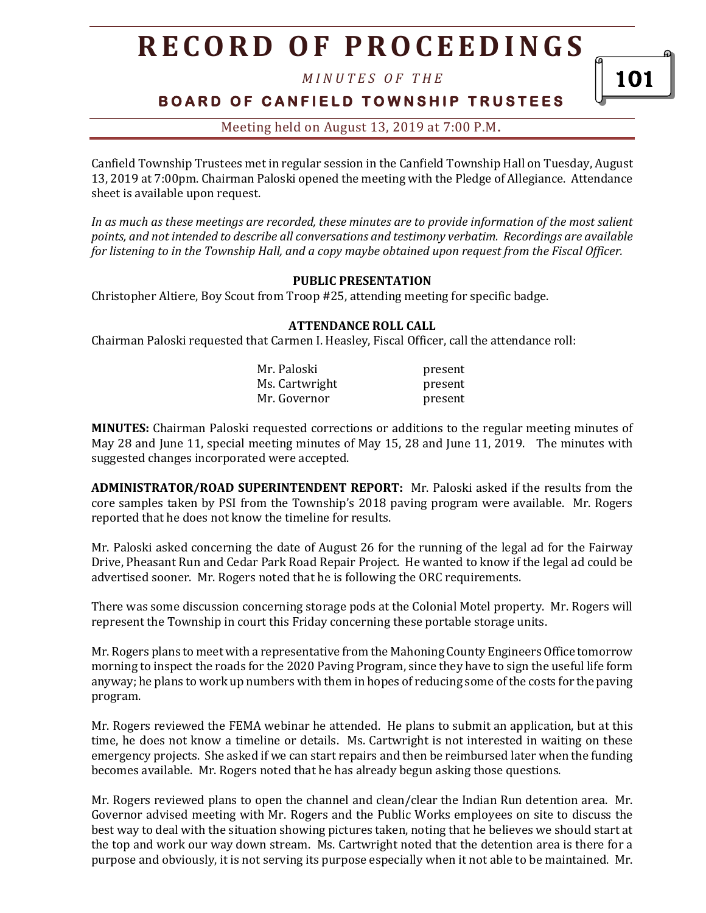# RECORD OF PROCEEDINGS

*MINUTES OF THE*

## BOARD OF CANFIELD TOWNSHIP TRUSTEES

Meeting held on August 13, 2019 at 7:00 P.M.

Canfield Township Trustees met in regular session in the Canfield Township Hall on Tuesday, August 13, 2019 at 7:00pm. Chairman Paloski opened the meeting with the Pledge of Allegiance. Attendance sheet is available upon request.

*In as much as these meetings are recorded, these minutes are to provide information of the most salient points, and not intended to describe all conversations and testimony verbatim. Recordings are available for listening to in the Township Hall, and a copy maybe obtained upon request from the Fiscal Officer.*

**PUBLIC PRESENTATION**

Christopher Altiere, Boy Scout from Troop #25, attending meeting for specific badge.

**ATTENDANCE ROLL CALL**

Chairman Paloski requested that Carmen I. Heasley, Fiscal Officer, call the attendance roll:

| | |
|---|---|
| Mr. Paloski | present |
| Ms. Cartwright | present |
| Mr. Governor | present |

**MINUTES:** Chairman Paloski requested corrections or additions to the regular meeting minutes of May 28 and June 11, special meeting minutes of May 15, 28 and June 11, 2019. The minutes with suggested changes incorporated were accepted.

**ADMINISTRATOR/ROAD SUPERINTENDENT REPORT:** Mr. Paloski asked if the results from the core samples taken by PSI from the Township's 2018 paving program were available. Mr. Rogers reported that he does not know the timeline for results.

Mr. Paloski asked concerning the date of August 26 for the running of the legal ad for the Fairway Drive, Pheasant Run and Cedar Park Road Repair Project. He wanted to know if the legal ad could be advertised sooner. Mr. Rogers noted that he is following the ORC requirements.

There was some discussion concerning storage pods at the Colonial Motel property. Mr. Rogers will represent the Township in court this Friday concerning these portable storage units.

Mr. Rogers plans to meet with a representative from the Mahoning County Engineers Office tomorrow morning to inspect the roads for the 2020 Paving Program, since they have to sign the useful life form anyway; he plans to work up numbers with them in hopes of reducing some of the costs for the paving program.

Mr. Rogers reviewed the FEMA webinar he attended. He plans to submit an application, but at this time, he does not know a timeline or details. Ms. Cartwright is not interested in waiting on these emergency projects. She asked if we can start repairs and then be reimbursed later when the funding becomes available. Mr. Rogers noted that he has already begun asking those questions.

Mr. Rogers reviewed plans to open the channel and clean/clear the Indian Run detention area. Mr. Governor advised meeting with Mr. Rogers and the Public Works employees on site to discuss the best way to deal with the situation showing pictures taken, noting that he believes we should start at the top and work our way down stream. Ms. Cartwright noted that the detention area is there for a purpose and obviously, it is not serving its purpose especially when it not able to be maintained. Mr.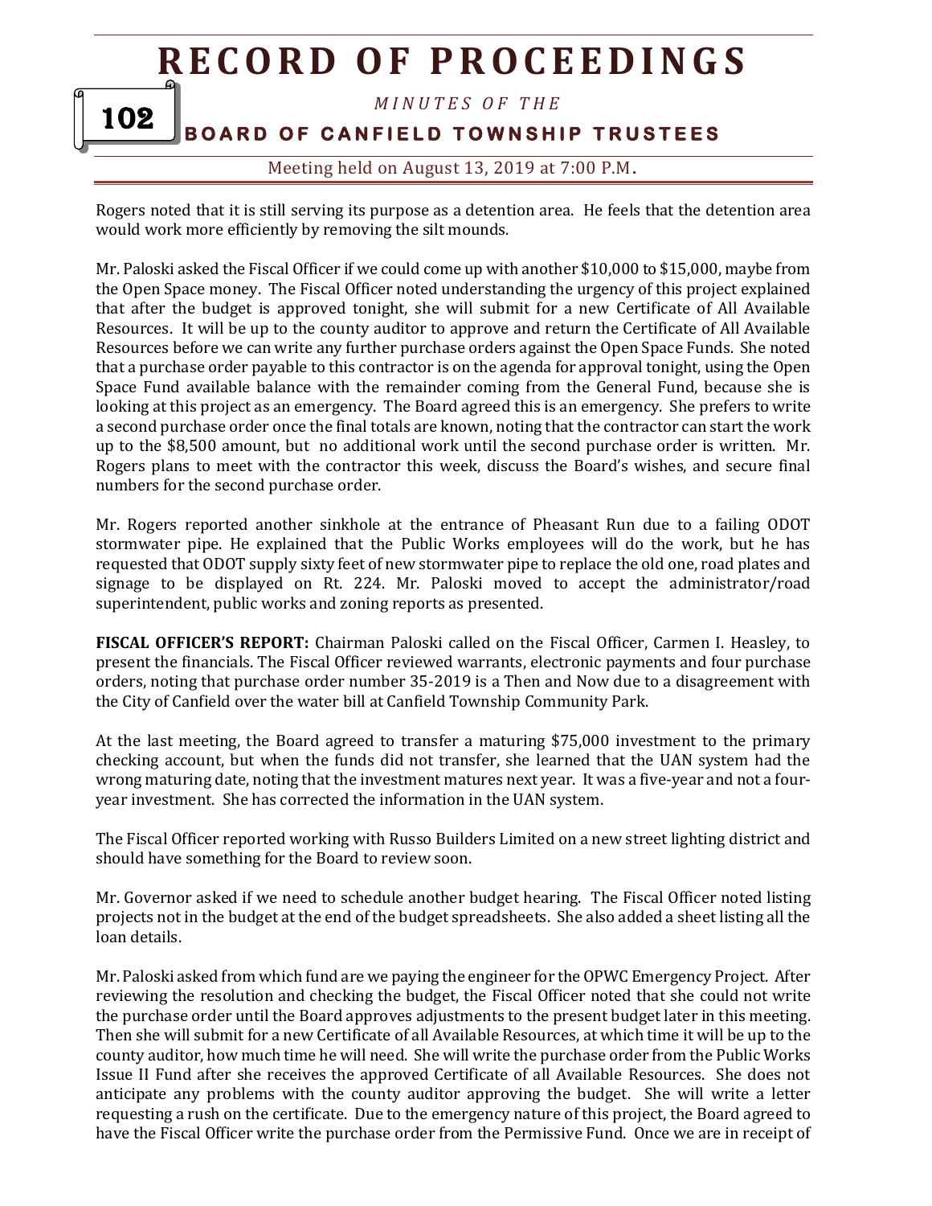Rogers noted that it is still serving its purpose as a detention area. He feels that the detention area would work more efficiently by removing the silt mounds.

Mr. Paloski asked the Fiscal Officer if we could come up with another $10,000 to $15,000, maybe from the Open Space money. The Fiscal Officer noted understanding the urgency of this project explained that after the budget is approved tonight, she will submit for a new Certificate of All Available Resources. It will be up to the county auditor to approve and return the Certificate of All Available Resources before we can write any further purchase orders against the Open Space Funds. She noted that a purchase order payable to this contractor is on the agenda for approval tonight, using the Open Space Fund available balance with the remainder coming from the General Fund, because she is looking at this project as an emergency. The Board agreed this is an emergency. She prefers to write a second purchase order once the final totals are known, noting that the contractor can start the work up to the $8,500 amount, but no additional work until the second purchase order is written. Mr. Rogers plans to meet with the contractor this week, discuss the Board's wishes, and secure final numbers for the second purchase order.

Mr. Rogers reported another sinkhole at the entrance of Pheasant Run due to a failing ODOT stormwater pipe. He explained that the Public Works employees will do the work, but he has requested that ODOT supply sixty feet of new stormwater pipe to replace the old one, road plates and signage to be displayed on Rt. 224. Mr. Paloski moved to accept the administrator/road superintendent, public works and zoning reports as presented.

**FISCAL OFFICER'S REPORT:** Chairman Paloski called on the Fiscal Officer, Carmen I. Heasley, to present the financials. The Fiscal Officer reviewed warrants, electronic payments and four purchase orders, noting that purchase order number 35-2019 is a Then and Now due to a disagreement with the City of Canfield over the water bill at Canfield Township Community Park.

At the last meeting, the Board agreed to transfer a maturing $75,000 investment to the primary checking account, but when the funds did not transfer, she learned that the UAN system had the wrong maturing date, noting that the investment matures next year. It was a five-year and not a four-year investment. She has corrected the information in the UAN system.

The Fiscal Officer reported working with Russo Builders Limited on a new street lighting district and should have something for the Board to review soon.

Mr. Governor asked if we need to schedule another budget hearing. The Fiscal Officer noted listing projects not in the budget at the end of the budget spreadsheets. She also added a sheet listing all the loan details.

Mr. Paloski asked from which fund are we paying the engineer for the OPWC Emergency Project. After reviewing the resolution and checking the budget, the Fiscal Officer noted that she could not write the purchase order until the Board approves adjustments to the present budget later in this meeting. Then she will submit for a new Certificate of all Available Resources, at which time it will be up to the county auditor, how much time he will need. She will write the purchase order from the Public Works Issue II Fund after she receives the approved Certificate of all Available Resources. She does not anticipate any problems with the county auditor approving the budget. She will write a letter requesting a rush on the certificate. Due to the emergency nature of this project, the Board agreed to have the Fiscal Officer write the purchase order from the Permissive Fund. Once we are in receipt of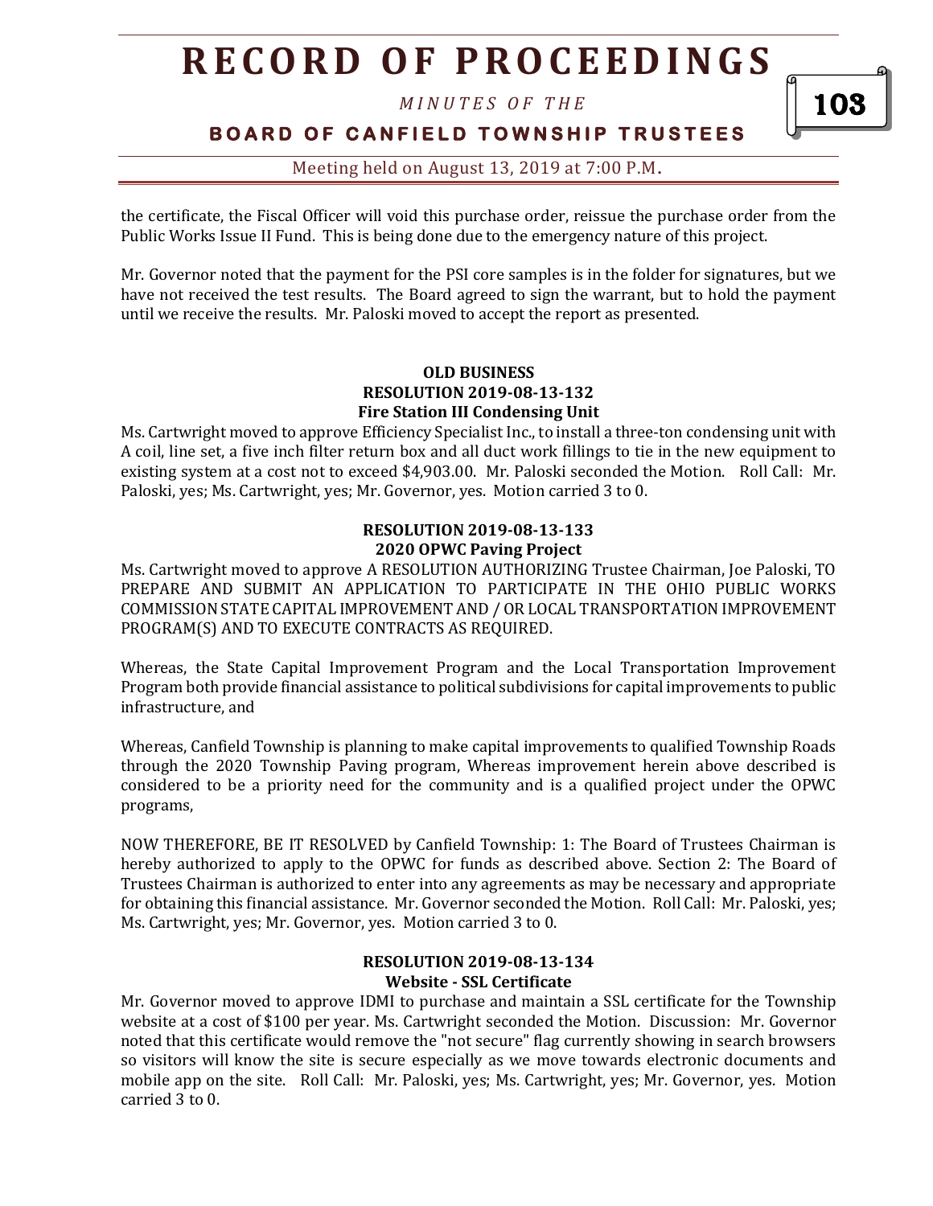the certificate, the Fiscal Officer will void this purchase order, reissue the purchase order from the Public Works Issue II Fund. This is being done due to the emergency nature of this project.

Mr. Governor noted that the payment for the PSI core samples is in the folder for signatures, but we have not received the test results. The Board agreed to sign the warrant, but to hold the payment until we receive the results. Mr. Paloski moved to accept the report as presented.

**OLD BUSINESS**
**RESOLUTION 2019-08-13-132**
**Fire Station III Condensing Unit**

Ms. Cartwright moved to approve Efficiency Specialist Inc., to install a three-ton condensing unit with A coil, line set, a five inch filter return box and all duct work fillings to tie in the new equipment to existing system at a cost not to exceed $4,903.00. Mr. Paloski seconded the Motion. Roll Call: Mr. Paloski, yes; Ms. Cartwright, yes; Mr. Governor, yes. Motion carried 3 to 0.

**RESOLUTION 2019-08-13-133**
**2020 OPWC Paving Project**

Ms. Cartwright moved to approve A RESOLUTION AUTHORIZING Trustee Chairman, Joe Paloski, TO PREPARE AND SUBMIT AN APPLICATION TO PARTICIPATE IN THE OHIO PUBLIC WORKS COMMISSION STATE CAPITAL IMPROVEMENT AND / OR LOCAL TRANSPORTATION IMPROVEMENT PROGRAM(S) AND TO EXECUTE CONTRACTS AS REQUIRED.

Whereas, the State Capital Improvement Program and the Local Transportation Improvement Program both provide financial assistance to political subdivisions for capital improvements to public infrastructure, and

Whereas, Canfield Township is planning to make capital improvements to qualified Township Roads through the 2020 Township Paving program, Whereas improvement herein above described is considered to be a priority need for the community and is a qualified project under the OPWC programs,

NOW THEREFORE, BE IT RESOLVED by Canfield Township: 1: The Board of Trustees Chairman is hereby authorized to apply to the OPWC for funds as described above. Section 2: The Board of Trustees Chairman is authorized to enter into any agreements as may be necessary and appropriate for obtaining this financial assistance. Mr. Governor seconded the Motion. Roll Call: Mr. Paloski, yes; Ms. Cartwright, yes; Mr. Governor, yes. Motion carried 3 to 0.

**RESOLUTION 2019-08-13-134**
**Website - SSL Certificate**

Mr. Governor moved to approve IDMI to purchase and maintain a SSL certificate for the Township website at a cost of $100 per year. Ms. Cartwright seconded the Motion. Discussion: Mr. Governor noted that this certificate would remove the "not secure" flag currently showing in search browsers so visitors will know the site is secure especially as we move towards electronic documents and mobile app on the site. Roll Call: Mr. Paloski, yes; Ms. Cartwright, yes; Mr. Governor, yes. Motion carried 3 to 0.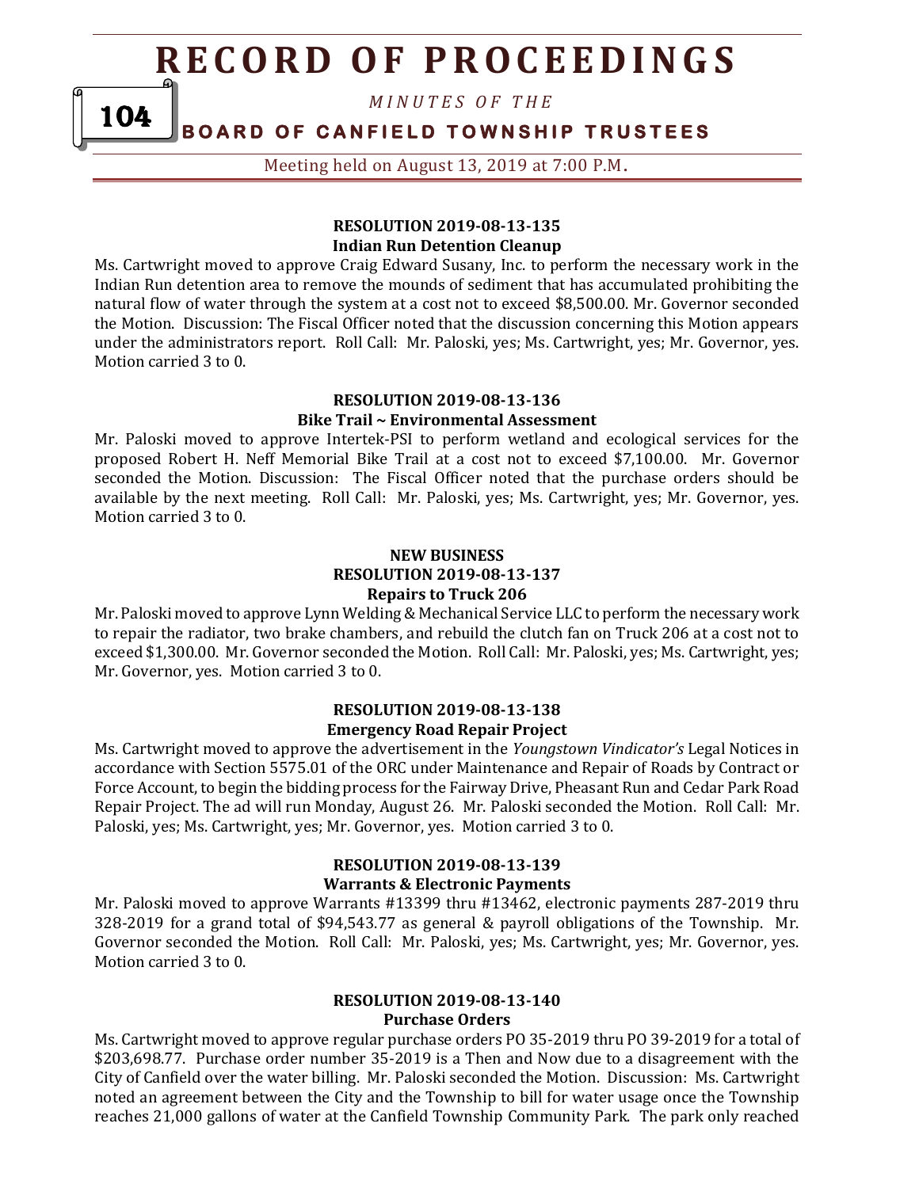#### RESOLUTION 2019-08-13-135
#### Indian Run Detention Cleanup

Ms. Cartwright moved to approve Craig Edward Susany, Inc. to perform the necessary work in the Indian Run detention area to remove the mounds of sediment that has accumulated prohibiting the natural flow of water through the system at a cost not to exceed $8,500.00. Mr. Governor seconded the Motion. Discussion: The Fiscal Officer noted that the discussion concerning this Motion appears under the administrators report. Roll Call: Mr. Paloski, yes; Ms. Cartwright, yes; Mr. Governor, yes. Motion carried 3 to 0.

#### RESOLUTION 2019-08-13-136
#### Bike Trail ~ Environmental Assessment

Mr. Paloski moved to approve Intertek-PSI to perform wetland and ecological services for the proposed Robert H. Neff Memorial Bike Trail at a cost not to exceed $7,100.00. Mr. Governor seconded the Motion. Discussion: The Fiscal Officer noted that the purchase orders should be available by the next meeting. Roll Call: Mr. Paloski, yes; Ms. Cartwright, yes; Mr. Governor, yes. Motion carried 3 to 0.

#### NEW BUSINESS
#### RESOLUTION 2019-08-13-137
#### Repairs to Truck 206

Mr. Paloski moved to approve Lynn Welding & Mechanical Service LLC to perform the necessary work to repair the radiator, two brake chambers, and rebuild the clutch fan on Truck 206 at a cost not to exceed $1,300.00. Mr. Governor seconded the Motion. Roll Call: Mr. Paloski, yes; Ms. Cartwright, yes; Mr. Governor, yes. Motion carried 3 to 0.

#### RESOLUTION 2019-08-13-138
#### Emergency Road Repair Project

Ms. Cartwright moved to approve the advertisement in the *Youngstown Vindicator's* Legal Notices in accordance with Section 5575.01 of the ORC under Maintenance and Repair of Roads by Contract or Force Account, to begin the bidding process for the Fairway Drive, Pheasant Run and Cedar Park Road Repair Project. The ad will run Monday, August 26. Mr. Paloski seconded the Motion. Roll Call: Mr. Paloski, yes; Ms. Cartwright, yes; Mr. Governor, yes. Motion carried 3 to 0.

#### RESOLUTION 2019-08-13-139
#### Warrants & Electronic Payments

Mr. Paloski moved to approve Warrants #13399 thru #13462, electronic payments 287-2019 thru 328-2019 for a grand total of $94,543.77 as general & payroll obligations of the Township. Mr. Governor seconded the Motion. Roll Call: Mr. Paloski, yes; Ms. Cartwright, yes; Mr. Governor, yes. Motion carried 3 to 0.

#### RESOLUTION 2019-08-13-140
#### Purchase Orders

Ms. Cartwright moved to approve regular purchase orders PO 35-2019 thru PO 39-2019 for a total of $203,698.77. Purchase order number 35-2019 is a Then and Now due to a disagreement with the City of Canfield over the water billing. Mr. Paloski seconded the Motion. Discussion: Ms. Cartwright noted an agreement between the City and the Township to bill for water usage once the Township reaches 21,000 gallons of water at the Canfield Township Community Park. The park only reached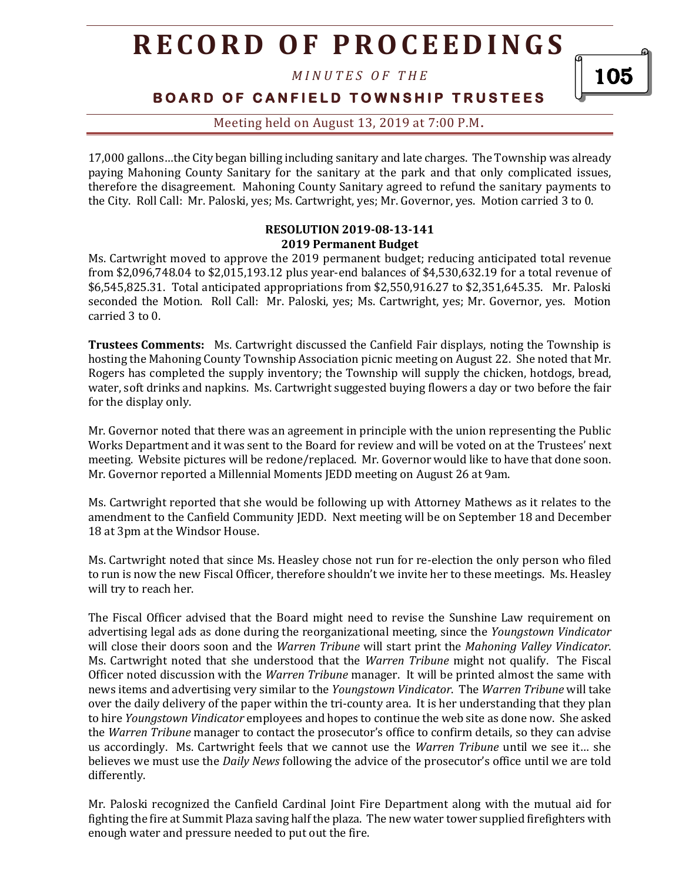17,000 gallons…the City began billing including sanitary and late charges. The Township was already paying Mahoning County Sanitary for the sanitary at the park and that only complicated issues, therefore the disagreement. Mahoning County Sanitary agreed to refund the sanitary payments to the City. Roll Call: Mr. Paloski, yes; Ms. Cartwright, yes; Mr. Governor, yes. Motion carried 3 to 0.

**RESOLUTION 2019-08-13-141**
**2019 Permanent Budget**

Ms. Cartwright moved to approve the 2019 permanent budget; reducing anticipated total revenue from $2,096,748.04 to $2,015,193.12 plus year-end balances of $4,530,632.19 for a total revenue of $6,545,825.31. Total anticipated appropriations from $2,550,916.27 to $2,351,645.35. Mr. Paloski seconded the Motion. Roll Call: Mr. Paloski, yes; Ms. Cartwright, yes; Mr. Governor, yes. Motion carried 3 to 0.

**Trustees Comments:** Ms. Cartwright discussed the Canfield Fair displays, noting the Township is hosting the Mahoning County Township Association picnic meeting on August 22. She noted that Mr. Rogers has completed the supply inventory; the Township will supply the chicken, hotdogs, bread, water, soft drinks and napkins. Ms. Cartwright suggested buying flowers a day or two before the fair for the display only.

Mr. Governor noted that there was an agreement in principle with the union representing the Public Works Department and it was sent to the Board for review and will be voted on at the Trustees' next meeting. Website pictures will be redone/replaced. Mr. Governor would like to have that done soon. Mr. Governor reported a Millennial Moments JEDD meeting on August 26 at 9am.

Ms. Cartwright reported that she would be following up with Attorney Mathews as it relates to the amendment to the Canfield Community JEDD. Next meeting will be on September 18 and December 18 at 3pm at the Windsor House.

Ms. Cartwright noted that since Ms. Heasley chose not run for re-election the only person who filed to run is now the new Fiscal Officer, therefore shouldn't we invite her to these meetings. Ms. Heasley will try to reach her.

The Fiscal Officer advised that the Board might need to revise the Sunshine Law requirement on advertising legal ads as done during the reorganizational meeting, since the *Youngstown Vindicator* will close their doors soon and the *Warren Tribune* will start print the *Mahoning Valley Vindicator*. Ms. Cartwright noted that she understood that the *Warren Tribune* might not qualify. The Fiscal Officer noted discussion with the *Warren Tribune* manager. It will be printed almost the same with news items and advertising very similar to the *Youngstown Vindicator*. The *Warren Tribune* will take over the daily delivery of the paper within the tri-county area. It is her understanding that they plan to hire *Youngstown Vindicator* employees and hopes to continue the web site as done now. She asked the *Warren Tribune* manager to contact the prosecutor's office to confirm details, so they can advise us accordingly. Ms. Cartwright feels that we cannot use the *Warren Tribune* until we see it… she believes we must use the *Daily News* following the advice of the prosecutor's office until we are told differently.

Mr. Paloski recognized the Canfield Cardinal Joint Fire Department along with the mutual aid for fighting the fire at Summit Plaza saving half the plaza. The new water tower supplied firefighters with enough water and pressure needed to put out the fire.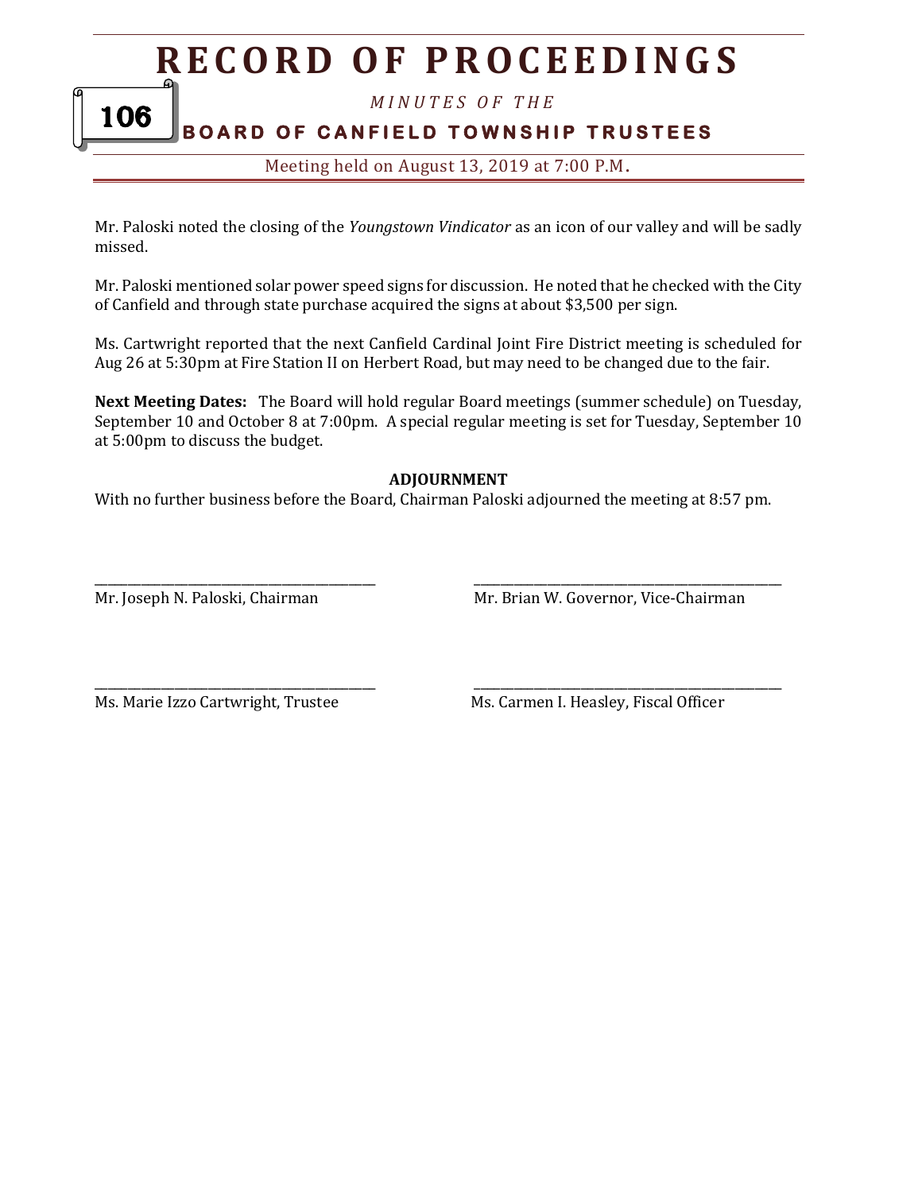Mr. Paloski noted the closing of the *Youngstown Vindicator* as an icon of our valley and will be sadly missed.

Mr. Paloski mentioned solar power speed signs for discussion. He noted that he checked with the City of Canfield and through state purchase acquired the signs at about $3,500 per sign.

Ms. Cartwright reported that the next Canfield Cardinal Joint Fire District meeting is scheduled for Aug 26 at 5:30pm at Fire Station II on Herbert Road, but may need to be changed due to the fair.

**Next Meeting Dates:** The Board will hold regular Board meetings (summer schedule) on Tuesday, September 10 and October 8 at 7:00pm. A special regular meeting is set for Tuesday, September 10 at 5:00pm to discuss the budget.

**ADJOURNMENT**

With no further business before the Board, Chairman Paloski adjourned the meeting at 8:57 pm.

\_\_\_\_\_\_\_\_\_\_\_\_\_\_\_\_\_\_\_\_\_\_\_\_\_\_\_\_\_\_\_\_\_\_\_\_\_\_\_\_
Mr. Joseph N. Paloski, Chairman

\_\_\_\_\_\_\_\_\_\_\_\_\_\_\_\_\_\_\_\_\_\_\_\_\_\_\_\_\_\_\_\_\_\_\_\_\_\_\_\_
Mr. Brian W. Governor, Vice-Chairman

\_\_\_\_\_\_\_\_\_\_\_\_\_\_\_\_\_\_\_\_\_\_\_\_\_\_\_\_\_\_\_\_\_\_\_\_\_\_\_\_
Ms. Marie Izzo Cartwright, Trustee

\_\_\_\_\_\_\_\_\_\_\_\_\_\_\_\_\_\_\_\_\_\_\_\_\_\_\_\_\_\_\_\_\_\_\_\_\_\_\_\_
Ms. Carmen I. Heasley, Fiscal Officer